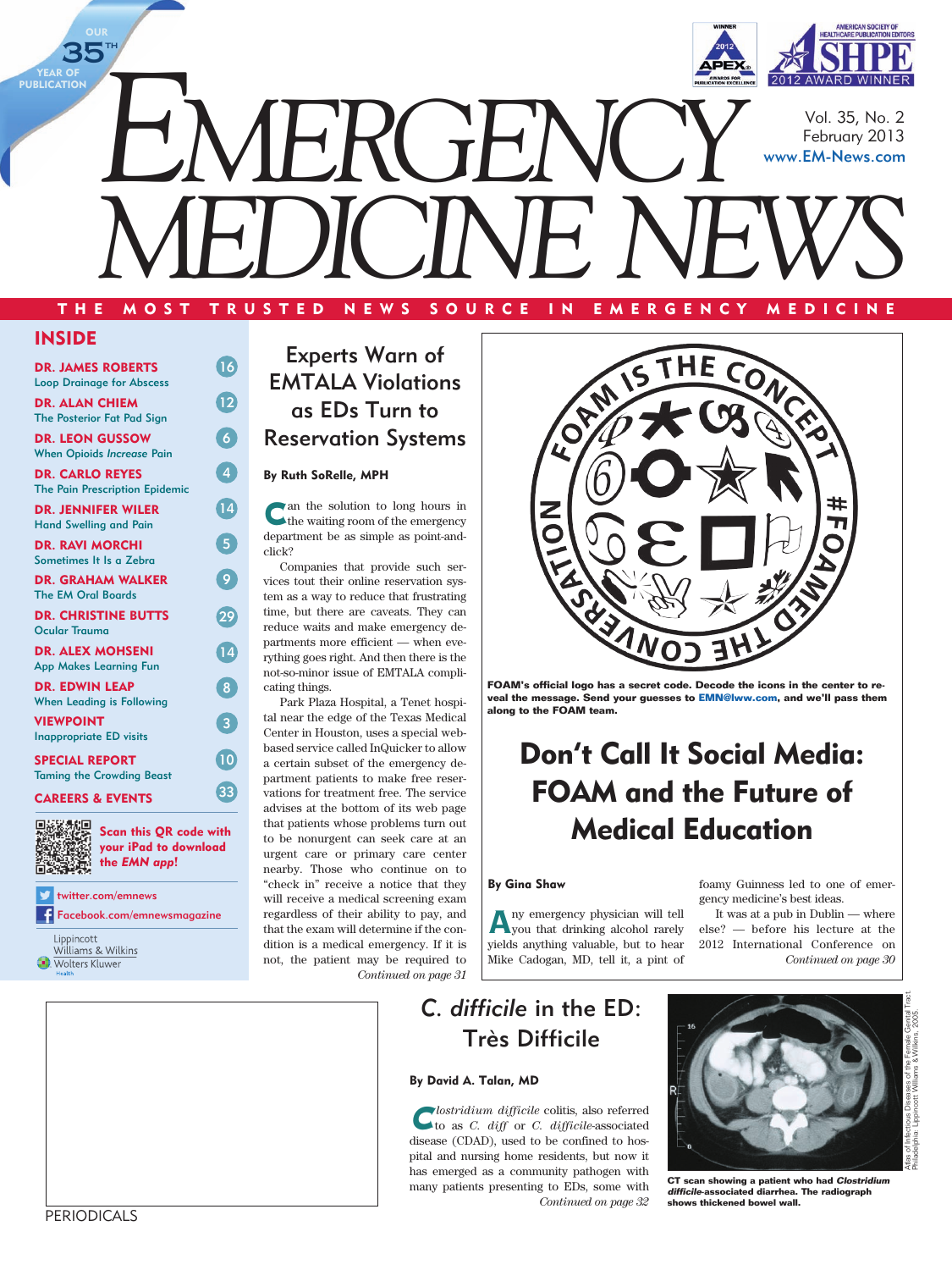OUR 35TH YEAR OF PUBLICATION

# EMERGENCY MEDICINE NEWS

Vol. 35, No. 2
February 2013
www.EM-News.com

THE MOST TRUSTED NEWS SOURCE IN EMERGENCY MEDICINE

## INSIDE

**DR. JAMES ROBERTS** 16
Loop Drainage for Abscess

**DR. ALAN CHIEM** 12
The Posterior Fat Pad Sign

**DR. LEON GUSSOW** 6
When Opioids *Increase* Pain

**DR. CARLO REYES** 4
The Pain Prescription Epidemic

**DR. JENNIFER WILER** 14
Hand Swelling and Pain

**DR. RAVI MORCHI** 5
Sometimes It Is a Zebra

**DR. GRAHAM WALKER** 9
The EM Oral Boards

**DR. CHRISTINE BUTTS** 29
Ocular Trauma

**DR. ALEX MOHSENI** 14
App Makes Learning Fun

**DR. EDWIN LEAP** 8
When Leading is Following

**VIEWPOINT** 3
Inappropriate ED visits

**SPECIAL REPORT** 10
Taming the Crowding Beast

**CAREERS & EVENTS** 33

Scan this QR code with your iPad to download the *EMN app!*

twitter.com/emnews
Facebook.com/emnewsmagazine

## Experts Warn of EMTALA Violations as EDs Turn to Reservation Systems

**By Ruth SoRelle, MPH**

Can the solution to long hours in the waiting room of the emergency department be as simple as point-and-click?

Companies that provide such services tout their online reservation system as a way to reduce that frustrating time, but there are caveats. They can reduce waits and make emergency departments more efficient — when everything goes right. And then there is the not-so-minor issue of EMTALA complicating things.

Park Plaza Hospital, a Tenet hospital near the edge of the Texas Medical Center in Houston, uses a special web-based service called InQuicker to allow a certain subset of the emergency department patients to make free reservations for treatment free. The service advises at the bottom of its web page that patients whose problems turn out to be nonurgent can seek care at an urgent care or primary care center nearby. Those who continue on to "check in" receive a notice that they will receive a medical screening exam regardless of their ability to pay, and that the exam will determine if the condition is a medical emergency. If it is not, the patient may be required to

*Continued on page 31*

FOAM IS THE CONCEPT #FOAMED THE CONVERSATION

FOAM's official logo has a secret code. Decode the icons in the center to reveal the message. Send your guesses to EMN@lww.com, and we'll pass them along to the FOAM team.

## Don't Call It Social Media: FOAM and the Future of Medical Education

**By Gina Shaw**

Any emergency physician will tell you that drinking alcohol rarely yields anything valuable, but to hear Mike Cadogan, MD, tell it, a pint of foamy Guinness led to one of emergency medicine's best ideas.

It was at a pub in Dublin — where else? — before his lecture at the 2012 International Conference on

*Continued on page 30*

## C. *difficile* in the ED: Très Difficile

**By David A. Talan, MD**

*Clostridium difficile* colitis, also referred to as *C. diff* or *C. difficile*-associated disease (CDAD), used to be confined to hospital and nursing home residents, but now it has emerged as a community pathogen with many patients presenting to EDs, some with

*Continued on page 32*

CT scan showing a patient who had ***Clostridium difficile*-associated diarrhea. The radiograph shows thickened bowel wall.**

Atlas of Infectious Diseases of the Female Genital Tract. Philadelphia: Lippincott Williams & Wilkins, 2005.

PERIODICALS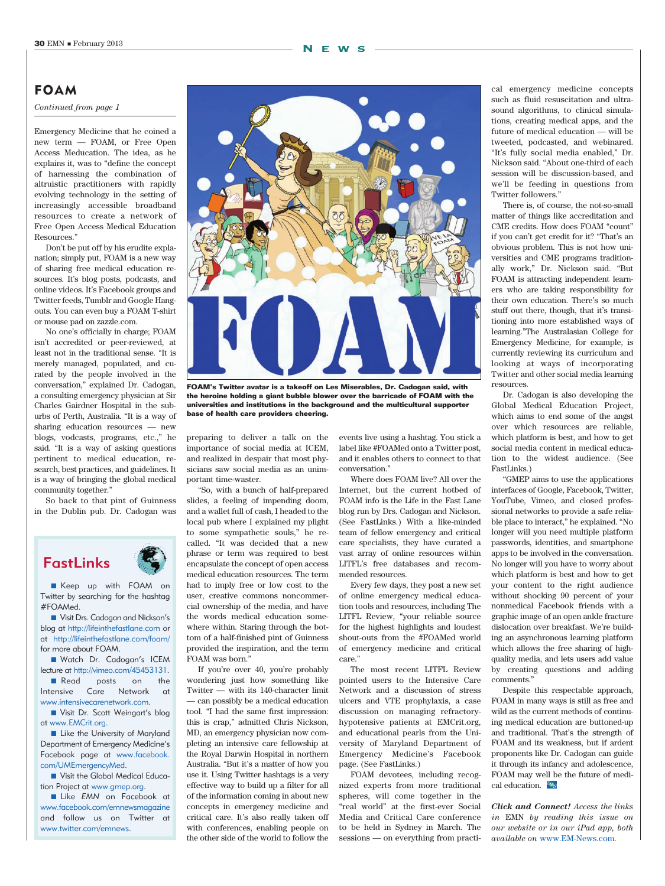## FOAM

*Continued from page 1*

Emergency Medicine that he coined a new term — FOAM, or Free Open Access Meducation. The idea, as he explains it, was to "define the concept of harnessing the combination of altruistic practitioners with rapidly evolving technology in the setting of increasingly accessible broadband resources to create a network of Free Open Access Medical Education Resources."

Don't be put off by his erudite explanation; simply put, FOAM is a new way of sharing free medical education resources. It's blog posts, podcasts, and online videos. It's Facebook groups and Twitter feeds, Tumblr and Google Hangouts. You can even buy a FOAM T-shirt or mouse pad on zazzle.com.

No one's officially in charge; FOAM isn't accredited or peer-reviewed, at least not in the traditional sense. "It is merely managed, populated, and curated by the people involved in the conversation," explained Dr. Cadogan, a consulting emergency physician at Sir Charles Gairdner Hospital in the suburbs of Perth, Australia. "It is a way of sharing education resources — new blogs, vodcasts, programs, etc.," he said. "It is a way of asking questions pertinent to medical education, research, best practices, and guidelines. It is a way of bringing the global medical community together."

So back to that pint of Guinness in the Dublin pub. Dr. Cadogan was preparing to deliver a talk on the importance of social media at ICEM, and realized in despair that most physicians saw social media as an unimportant time-waster.

"So, with a bunch of half-prepared slides, a feeling of impending doom, and a wallet full of cash, I headed to the local pub where I explained my plight to some sympathetic souls," he recalled. "It was decided that a new phrase or term was required to best encapsulate the concept of open access medical education resources. The term had to imply free or low cost to the user, creative commons noncommercial ownership of the media, and have the words medical education somewhere within. Staring through the bottom of a half-finished pint of Guinness provided the inspiration, and the term FOAM was born."

If you're over 40, you're probably wondering just how something like Twitter — with its 140-character limit — can possibly be a medical education tool. "I had the same first impression: this is crap," admitted Chris Nickson, MD, an emergency physician now completing an intensive care fellowship at the Royal Darwin Hospital in northern Australia. "But it's a matter of how you use it. Using Twitter hashtags is a very effective way to build up a filter for all of the information coming in about new concepts in emergency medicine and critical care. It's also really taken off with conferences, enabling people on the other side of the world to follow the events live using a hashtag. You stick a label like #FOAMed onto a Twitter post, and it enables others to connect to that conversation."

Where does FOAM live? All over the Internet, but the current hotbed of FOAM info is the Life in the Fast Lane blog run by Drs. Cadogan and Nickson. (See FastLinks.) With a like-minded team of fellow emergency and critical care specialists, they have curated a vast array of online resources within LITFL's free databases and recommended resources.

Every few days, they post a new set of online emergency medical education tools and resources, including The LITFL Review, "your reliable source for the highest highlights and loudest shout-outs from the #FOAMed world of emergency medicine and critical care."

The most recent LITFL Review pointed users to the Intensive Care Network and a discussion of stress ulcers and VTE prophylaxis, a case discussion on managing refractory-hypotensive patients at EMCrit.org, and educational pearls from the University of Maryland Department of Emergency Medicine's Facebook page. (See FastLinks.)

FOAM devotees, including recognized experts from more traditional spheres, will come together in the "real world" at the first-ever Social Media and Critical Care conference to be held in Sydney in March. The sessions — on everything from practical emergency medicine concepts such as fluid resuscitation and ultrasound algorithms, to clinical simulations, creating medical apps, and the future of medical education — will be tweeted, podcasted, and webinared. "It's fully social media enabled," Dr. Nickson said. "About one-third of each session will be discussion-based, and we'll be feeding in questions from Twitter followers."

There is, of course, the not-so-small matter of things like accreditation and CME credits. How does FOAM "count" if you can't get credit for it? "That's an obvious problem. This is not how universities and CME programs traditionally work," Dr. Nickson said. "But FOAM is attracting independent learners who are taking responsibility for their own education. There's so much stuff out there, though, that it's transitioning into more established ways of learning."The Australasian College for Emergency Medicine, for example, is currently reviewing its curriculum and looking at ways of incorporating Twitter and other social media learning resources.

Dr. Cadogan is also developing the Global Medical Education Project, which aims to end some of the angst over which resources are reliable, which platform is best, and how to get social media content in medical education to the widest audience. (See FastLinks.)

"GMEP aims to use the applications interfaces of Google, Facebook, Twitter, YouTube, Vimeo, and closed professional networks to provide a safe reliable place to interact," he explained. "No longer will you need multiple platform passwords, identities, and smartphone apps to be involved in the conversation. No longer will you have to worry about which platform is best and how to get your content to the right audience without shocking 90 percent of your nonmedical Facebook friends with a graphic image of an open ankle fracture dislocation over breakfast. We're building an asynchronous learning platform which allows the free sharing of high-quality media, and lets users add value by creating questions and adding comments."

Despite this respectable approach, FOAM in many ways is still as free and wild as the current methods of continuing medical education are buttoned-up and traditional. That's the strength of FOAM and its weakness, but if ardent proponents like Dr. Cadogan can guide it through its infancy and adolescence, FOAM may well be the future of medical education.

***Click and Connect!*** *Access the links in EMN by reading this issue on our website or in our iPad app, both available on* www.EM-News.com.

**FOAM's Twitter avatar is a takeoff on Les Miserables, Dr. Cadogan said, with the heroine holding a giant bubble blower over the barricade of FOAM with the universities and institutions in the background and the multicultural supporter base of health care providers cheering.**

### FastLinks

- Keep up with FOAM on Twitter by searching for the hashtag #FOAMed.
- Visit Drs. Cadogan and Nickson's blog at http://lifeinthefastlane.com or at http://lifeinthefastlane.com/foam/ for more about FOAM.
- Watch Dr. Cadogan's ICEM lecture at http://vimeo.com/45453131.
- Read posts on the Intensive Care Network at www.intensivecarenetwork.com.
- Visit Dr. Scott Weingart's blog at www.EMCrit.org.
- Like the University of Maryland Department of Emergency Medicine's Facebook page at www.facebook.com/UMEmergencyMed.
- Visit the Global Medical Education Project at www.gmep.org.
- Like *EMN* on Facebook at www.facebook.com/emnewsmagazine and follow us on Twitter at www.twitter.com/emnews.